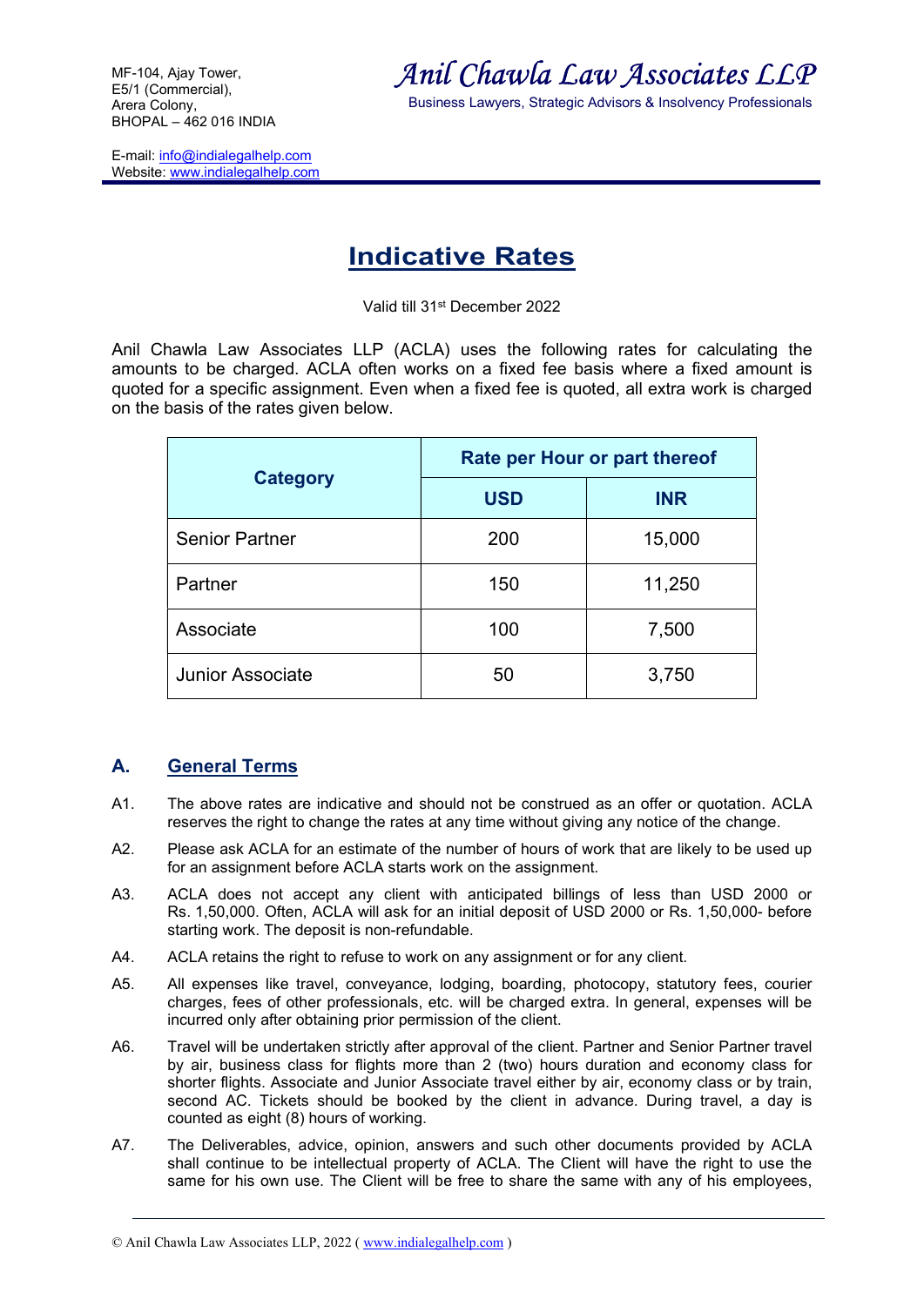MF-104, Ajay Tower,
E5/1 (Commercial),
Arera Colony,
BHOPAL – 462 016 INDIA

E-mail: info@indialegalhelp.com
Website: www.indialegalhelp.com

*Anil Chawla Law Associates LLP*

Business Lawyers, Strategic Advisors & Insolvency Professionals

# Indicative Rates

Valid till 31st December 2022

Anil Chawla Law Associates LLP (ACLA) uses the following rates for calculating the amounts to be charged. ACLA often works on a fixed fee basis where a fixed amount is quoted for a specific assignment. Even when a fixed fee is quoted, all extra work is charged on the basis of the rates given below.

| Category | Rate per Hour or part thereof | |
|---|---|---|
| | USD | INR |
| Senior Partner | 200 | 15,000 |
| Partner | 150 | 11,250 |
| Associate | 100 | 7,500 |
| Junior Associate | 50 | 3,750 |

## A. General Terms

A1. The above rates are indicative and should not be construed as an offer or quotation. ACLA reserves the right to change the rates at any time without giving any notice of the change.

A2. Please ask ACLA for an estimate of the number of hours of work that are likely to be used up for an assignment before ACLA starts work on the assignment.

A3. ACLA does not accept any client with anticipated billings of less than USD 2000 or Rs. 1,50,000. Often, ACLA will ask for an initial deposit of USD 2000 or Rs. 1,50,000- before starting work. The deposit is non-refundable.

A4. ACLA retains the right to refuse to work on any assignment or for any client.

A5. All expenses like travel, conveyance, lodging, boarding, photocopy, statutory fees, courier charges, fees of other professionals, etc. will be charged extra. In general, expenses will be incurred only after obtaining prior permission of the client.

A6. Travel will be undertaken strictly after approval of the client. Partner and Senior Partner travel by air, business class for flights more than 2 (two) hours duration and economy class for shorter flights. Associate and Junior Associate travel either by air, economy class or by train, second AC. Tickets should be booked by the client in advance. During travel, a day is counted as eight (8) hours of working.

A7. The Deliverables, advice, opinion, answers and such other documents provided by ACLA shall continue to be intellectual property of ACLA. The Client will have the right to use the same for his own use. The Client will be free to share the same with any of his employees,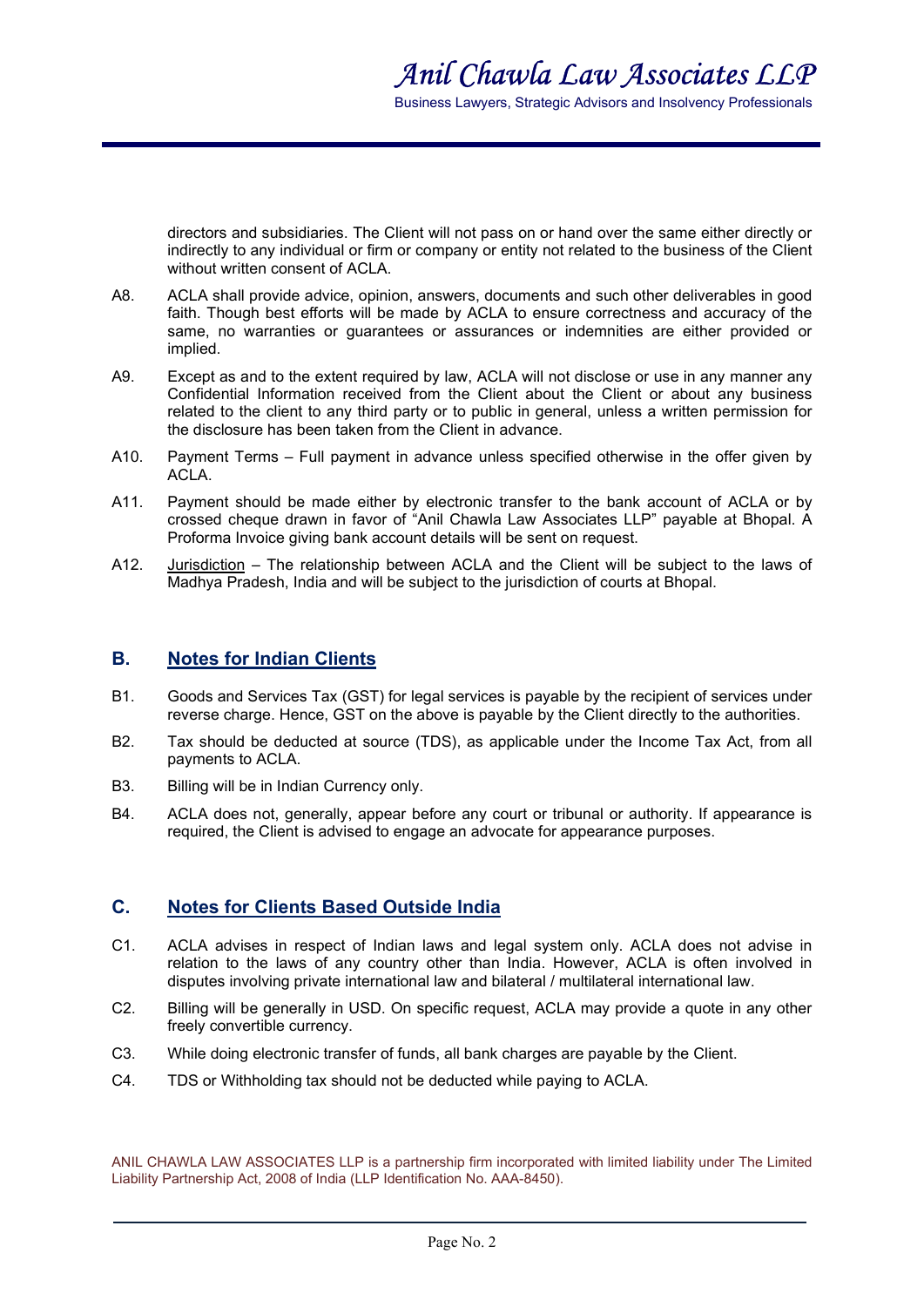directors and subsidiaries. The Client will not pass on or hand over the same either directly or indirectly to any individual or firm or company or entity not related to the business of the Client without written consent of ACLA.

A8. ACLA shall provide advice, opinion, answers, documents and such other deliverables in good faith. Though best efforts will be made by ACLA to ensure correctness and accuracy of the same, no warranties or guarantees or assurances or indemnities are either provided or implied.

A9. Except as and to the extent required by law, ACLA will not disclose or use in any manner any Confidential Information received from the Client about the Client or about any business related to the client to any third party or to public in general, unless a written permission for the disclosure has been taken from the Client in advance.

A10. Payment Terms – Full payment in advance unless specified otherwise in the offer given by ACLA.

A11. Payment should be made either by electronic transfer to the bank account of ACLA or by crossed cheque drawn in favor of "Anil Chawla Law Associates LLP" payable at Bhopal. A Proforma Invoice giving bank account details will be sent on request.

A12. Jurisdiction – The relationship between ACLA and the Client will be subject to the laws of Madhya Pradesh, India and will be subject to the jurisdiction of courts at Bhopal.

## B. Notes for Indian Clients

B1. Goods and Services Tax (GST) for legal services is payable by the recipient of services under reverse charge. Hence, GST on the above is payable by the Client directly to the authorities.

B2. Tax should be deducted at source (TDS), as applicable under the Income Tax Act, from all payments to ACLA.

B3. Billing will be in Indian Currency only.

B4. ACLA does not, generally, appear before any court or tribunal or authority. If appearance is required, the Client is advised to engage an advocate for appearance purposes.

## C. Notes for Clients Based Outside India

C1. ACLA advises in respect of Indian laws and legal system only. ACLA does not advise in relation to the laws of any country other than India. However, ACLA is often involved in disputes involving private international law and bilateral / multilateral international law.

C2. Billing will be generally in USD. On specific request, ACLA may provide a quote in any other freely convertible currency.

C3. While doing electronic transfer of funds, all bank charges are payable by the Client.

C4. TDS or Withholding tax should not be deducted while paying to ACLA.

ANIL CHAWLA LAW ASSOCIATES LLP is a partnership firm incorporated with limited liability under The Limited Liability Partnership Act, 2008 of India (LLP Identification No. AAA-8450).